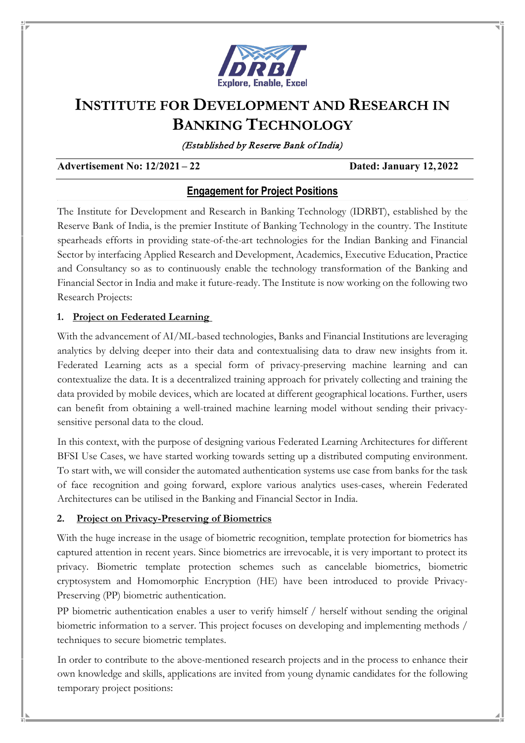# INSTITUTE FOR DEVELOPMENT AND RESEARCH IN BANKING TECHNOLOGY

*(Established by Reserve Bank of India)*

**Advertisement No: 12/2021 – 22** **Dated: January 12, 2022**

## Engagement for Project Positions

The Institute for Development and Research in Banking Technology (IDRBT), established by the Reserve Bank of India, is the premier Institute of Banking Technology in the country. The Institute spearheads efforts in providing state-of-the-art technologies for the Indian Banking and Financial Sector by interfacing Applied Research and Development, Academics, Executive Education, Practice and Consultancy so as to continuously enable the technology transformation of the Banking and Financial Sector in India and make it future-ready. The Institute is now working on the following two Research Projects:

### 1. Project on Federated Learning

With the advancement of AI/ML-based technologies, Banks and Financial Institutions are leveraging analytics by delving deeper into their data and contextualising data to draw new insights from it. Federated Learning acts as a special form of privacy-preserving machine learning and can contextualize the data. It is a decentralized training approach for privately collecting and training the data provided by mobile devices, which are located at different geographical locations. Further, users can benefit from obtaining a well-trained machine learning model without sending their privacy-sensitive personal data to the cloud.

In this context, with the purpose of designing various Federated Learning Architectures for different BFSI Use Cases, we have started working towards setting up a distributed computing environment. To start with, we will consider the automated authentication systems use case from banks for the task of face recognition and going forward, explore various analytics uses-cases, wherein Federated Architectures can be utilised in the Banking and Financial Sector in India.

### 2. Project on Privacy-Preserving of Biometrics

With the huge increase in the usage of biometric recognition, template protection for biometrics has captured attention in recent years. Since biometrics are irrevocable, it is very important to protect its privacy. Biometric template protection schemes such as cancelable biometrics, biometric cryptosystem and Homomorphic Encryption (HE) have been introduced to provide Privacy-Preserving (PP) biometric authentication.

PP biometric authentication enables a user to verify himself / herself without sending the original biometric information to a server. This project focuses on developing and implementing methods / techniques to secure biometric templates.

In order to contribute to the above-mentioned research projects and in the process to enhance their own knowledge and skills, applications are invited from young dynamic candidates for the following temporary project positions: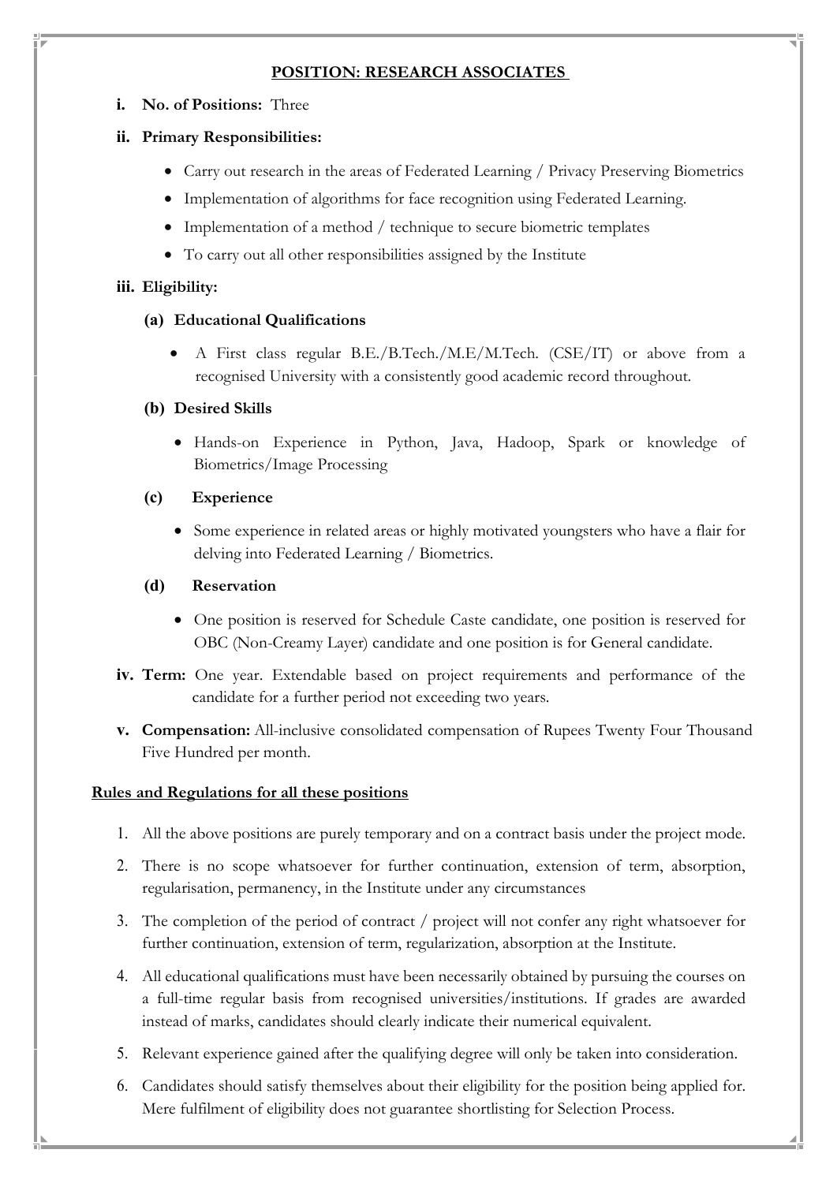## POSITION: RESEARCH ASSOCIATES

**i. No. of Positions:** Three

**ii. Primary Responsibilities:**

- Carry out research in the areas of Federated Learning / Privacy Preserving Biometrics
- Implementation of algorithms for face recognition using Federated Learning.
- Implementation of a method / technique to secure biometric templates
- To carry out all other responsibilities assigned by the Institute

**iii. Eligibility:**

**(a) Educational Qualifications**

- A First class regular B.E./B.Tech./M.E/M.Tech. (CSE/IT) or above from a recognised University with a consistently good academic record throughout.

**(b) Desired Skills**

- Hands-on Experience in Python, Java, Hadoop, Spark or knowledge of Biometrics/Image Processing

**(c) Experience**

- Some experience in related areas or highly motivated youngsters who have a flair for delving into Federated Learning / Biometrics.

**(d) Reservation**

- One position is reserved for Schedule Caste candidate, one position is reserved for OBC (Non-Creamy Layer) candidate and one position is for General candidate.

**iv. Term:** One year. Extendable based on project requirements and performance of the candidate for a further period not exceeding two years.

**v. Compensation:** All-inclusive consolidated compensation of Rupees Twenty Four Thousand Five Hundred per month.

**Rules and Regulations for all these positions**

1. All the above positions are purely temporary and on a contract basis under the project mode.
2. There is no scope whatsoever for further continuation, extension of term, absorption, regularisation, permanency, in the Institute under any circumstances
3. The completion of the period of contract / project will not confer any right whatsoever for further continuation, extension of term, regularization, absorption at the Institute.
4. All educational qualifications must have been necessarily obtained by pursuing the courses on a full-time regular basis from recognised universities/institutions. If grades are awarded instead of marks, candidates should clearly indicate their numerical equivalent.
5. Relevant experience gained after the qualifying degree will only be taken into consideration.
6. Candidates should satisfy themselves about their eligibility for the position being applied for. Mere fulfilment of eligibility does not guarantee shortlisting for Selection Process.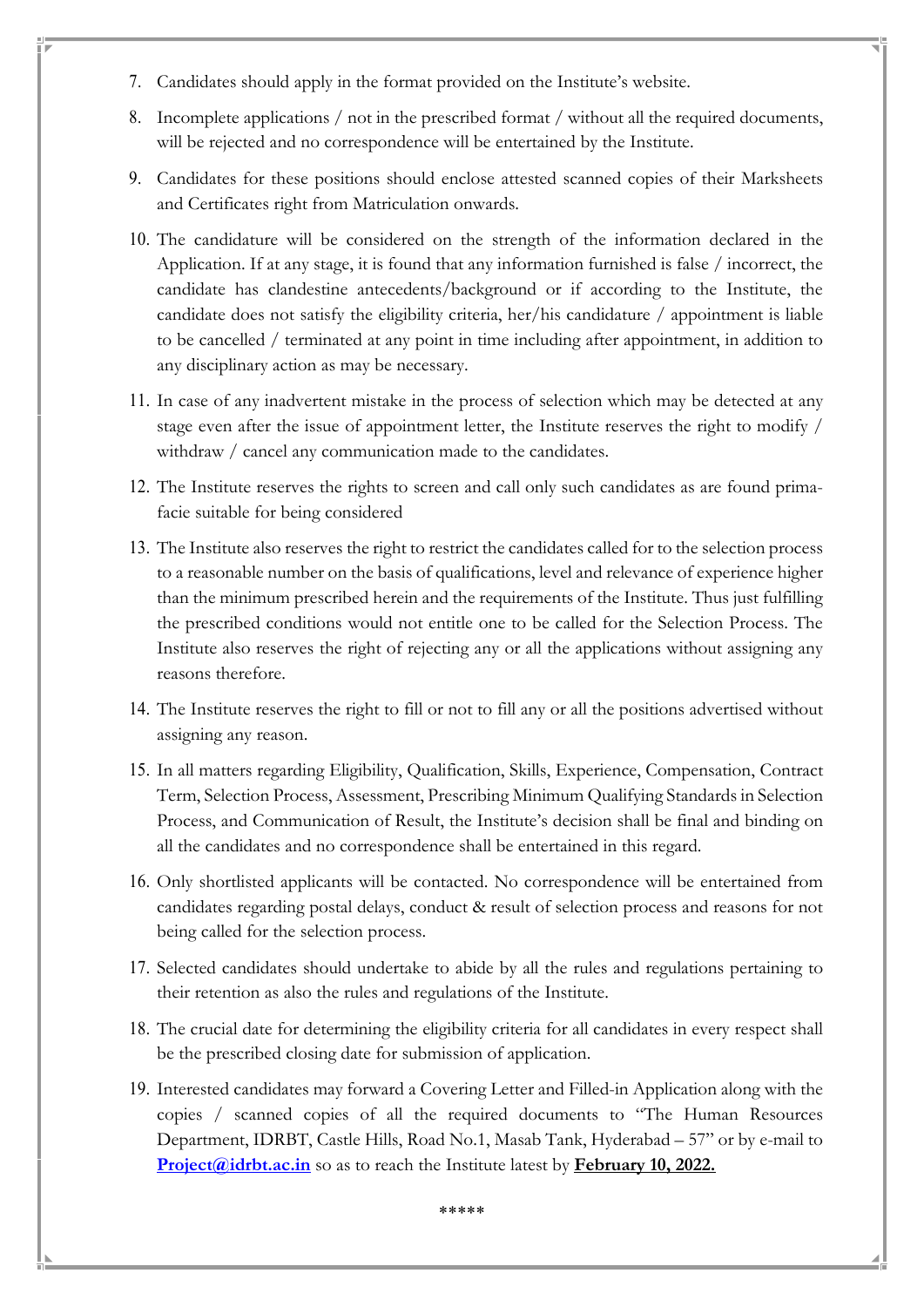7. Candidates should apply in the format provided on the Institute's website.

8. Incomplete applications / not in the prescribed format / without all the required documents, will be rejected and no correspondence will be entertained by the Institute.

9. Candidates for these positions should enclose attested scanned copies of their Marksheets and Certificates right from Matriculation onwards.

10. The candidature will be considered on the strength of the information declared in the Application. If at any stage, it is found that any information furnished is false / incorrect, the candidate has clandestine antecedents/background or if according to the Institute, the candidate does not satisfy the eligibility criteria, her/his candidature / appointment is liable to be cancelled / terminated at any point in time including after appointment, in addition to any disciplinary action as may be necessary.

11. In case of any inadvertent mistake in the process of selection which may be detected at any stage even after the issue of appointment letter, the Institute reserves the right to modify / withdraw / cancel any communication made to the candidates.

12. The Institute reserves the rights to screen and call only such candidates as are found prima-facie suitable for being considered

13. The Institute also reserves the right to restrict the candidates called for to the selection process to a reasonable number on the basis of qualifications, level and relevance of experience higher than the minimum prescribed herein and the requirements of the Institute. Thus just fulfilling the prescribed conditions would not entitle one to be called for the Selection Process. The Institute also reserves the right of rejecting any or all the applications without assigning any reasons therefore.

14. The Institute reserves the right to fill or not to fill any or all the positions advertised without assigning any reason.

15. In all matters regarding Eligibility, Qualification, Skills, Experience, Compensation, Contract Term, Selection Process, Assessment, Prescribing Minimum Qualifying Standards in Selection Process, and Communication of Result, the Institute's decision shall be final and binding on all the candidates and no correspondence shall be entertained in this regard.

16. Only shortlisted applicants will be contacted. No correspondence will be entertained from candidates regarding postal delays, conduct & result of selection process and reasons for not being called for the selection process.

17. Selected candidates should undertake to abide by all the rules and regulations pertaining to their retention as also the rules and regulations of the Institute.

18. The crucial date for determining the eligibility criteria for all candidates in every respect shall be the prescribed closing date for submission of application.

19. Interested candidates may forward a Covering Letter and Filled-in Application along with the copies / scanned copies of all the required documents to "The Human Resources Department, IDRBT, Castle Hills, Road No.1, Masab Tank, Hyderabad – 57" or by e-mail to **Project@idrbt.ac.in** so as to reach the Institute latest by **February 10, 2022.**

*****